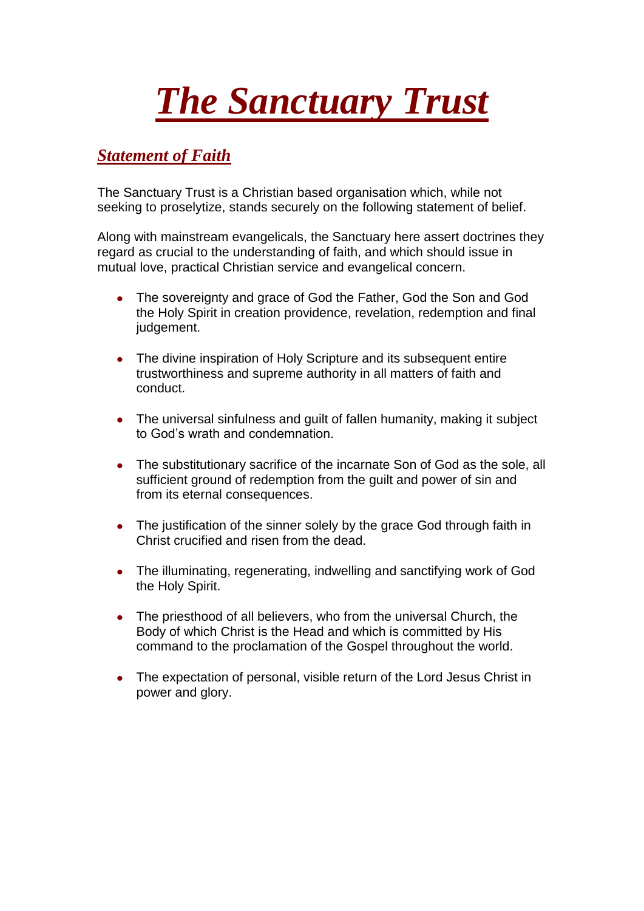# *The Sanctuary Trust*

## *Statement of Faith*

The Sanctuary Trust is a Christian based organisation which, while not seeking to proselytize, stands securely on the following statement of belief.

Along with mainstream evangelicals, the Sanctuary here assert doctrines they regard as crucial to the understanding of faith, and which should issue in mutual love, practical Christian service and evangelical concern.

- The sovereignty and grace of God the Father, God the Son and God the Holy Spirit in creation providence, revelation, redemption and final judgement.
- The divine inspiration of Holy Scripture and its subsequent entire trustworthiness and supreme authority in all matters of faith and conduct.
- The universal sinfulness and guilt of fallen humanity, making it subject to God's wrath and condemnation.
- The substitutionary sacrifice of the incarnate Son of God as the sole, all sufficient ground of redemption from the guilt and power of sin and from its eternal consequences.
- The justification of the sinner solely by the grace God through faith in Christ crucified and risen from the dead.
- The illuminating, regenerating, indwelling and sanctifying work of God the Holy Spirit.
- The priesthood of all believers, who from the universal Church, the Body of which Christ is the Head and which is committed by His command to the proclamation of the Gospel throughout the world.
- The expectation of personal, visible return of the Lord Jesus Christ in power and glory.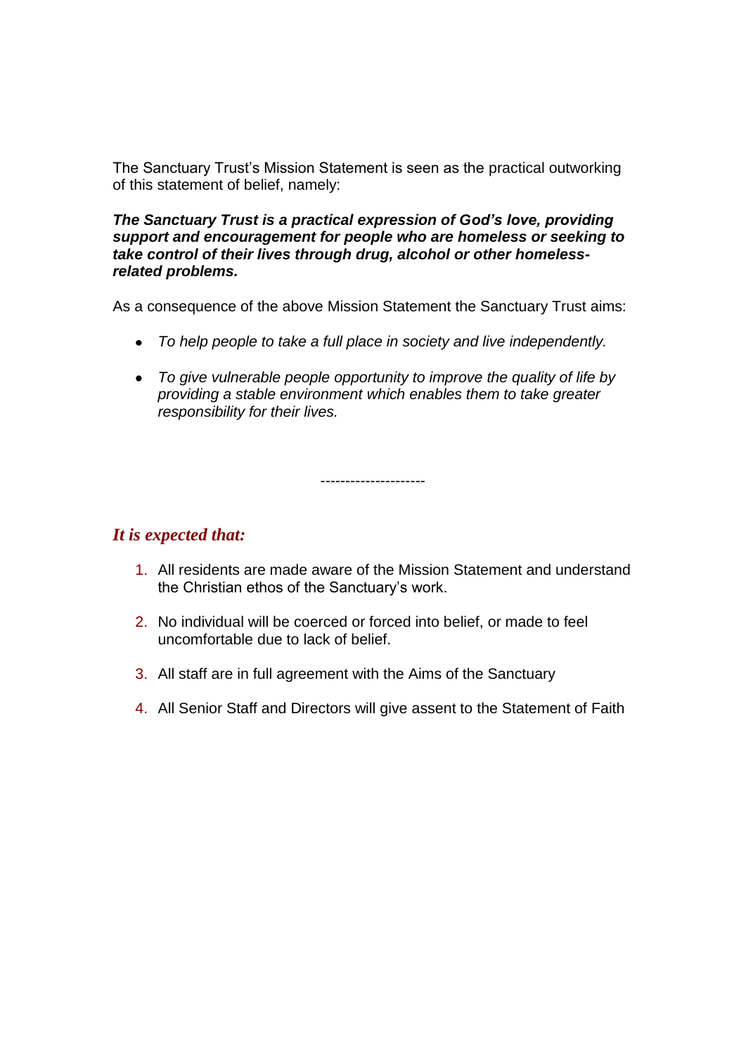The Sanctuary Trust's Mission Statement is seen as the practical outworking of this statement of belief, namely:

***The Sanctuary Trust is a practical expression of God's love, providing support and encouragement for people who are homeless or seeking to take control of their lives through drug, alcohol or other homeless-related problems.***

As a consequence of the above Mission Statement the Sanctuary Trust aims:

- *To help people to take a full place in society and live independently.*
- *To give vulnerable people opportunity to improve the quality of life by providing a stable environment which enables them to take greater responsibility for their lives.*

---------------------

## *It is expected that:*

1. All residents are made aware of the Mission Statement and understand the Christian ethos of the Sanctuary's work.
2. No individual will be coerced or forced into belief, or made to feel uncomfortable due to lack of belief.
3. All staff are in full agreement with the Aims of the Sanctuary
4. All Senior Staff and Directors will give assent to the Statement of Faith